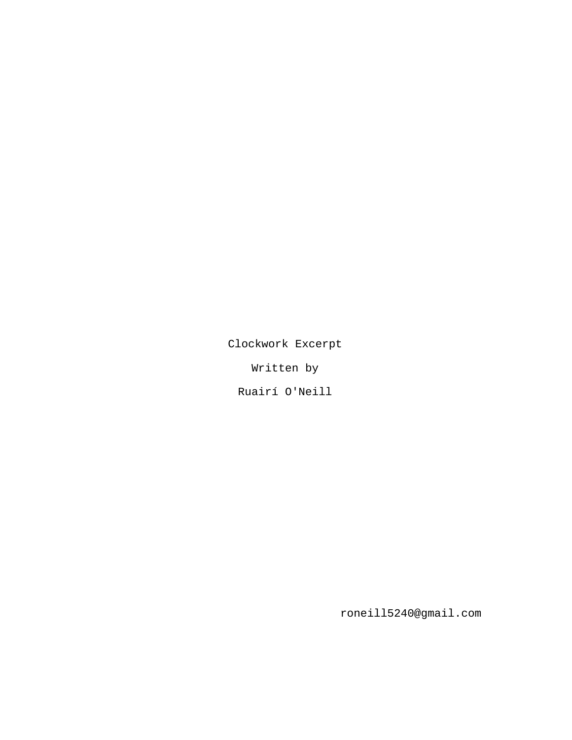Clockwork Excerpt

Written by

Ruairí O'Neill

roneill5240@gmail.com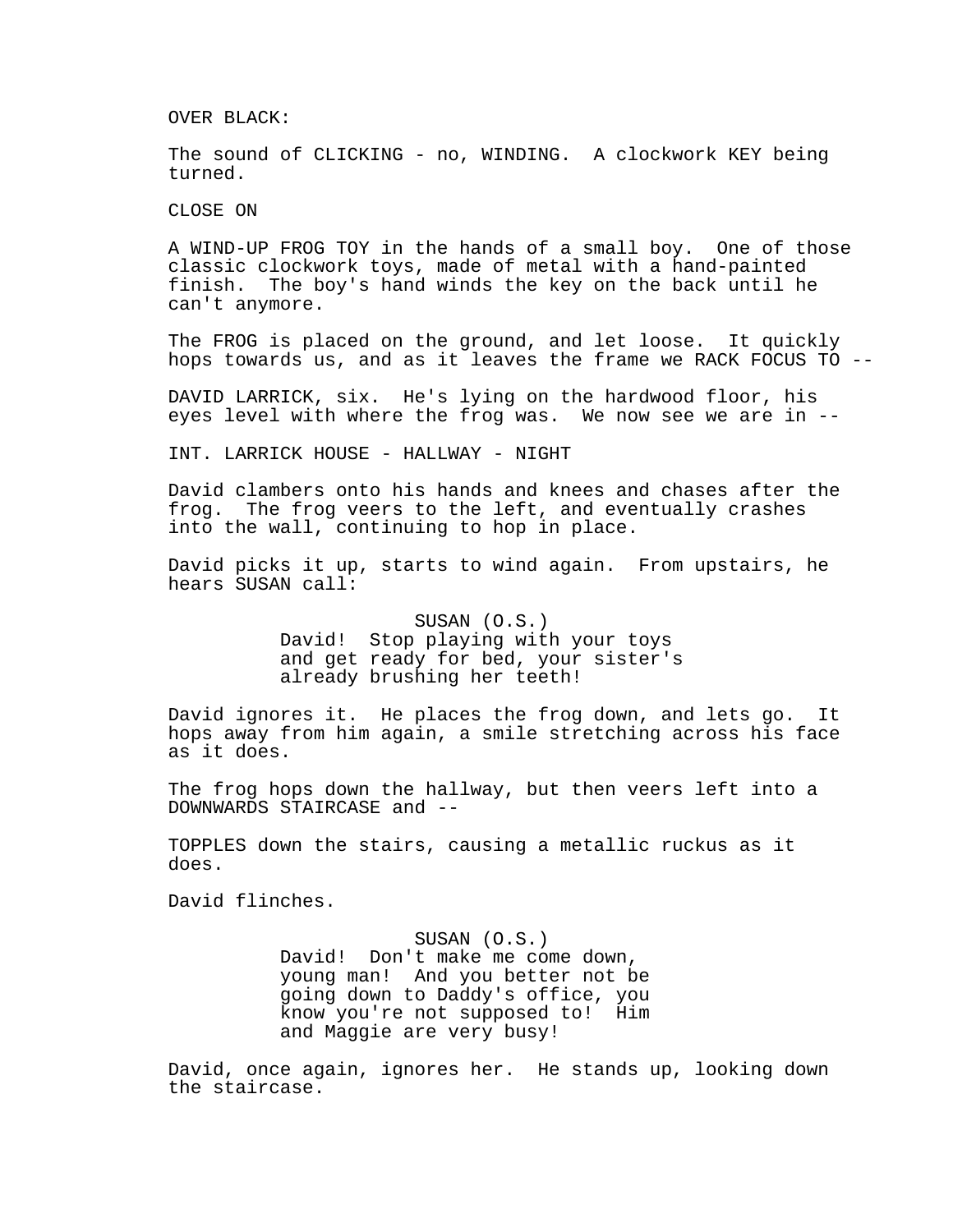OVER BLACK:

The sound of CLICKING - no, WINDING. A clockwork KEY being turned.

CLOSE ON

A WIND-UP FROG TOY in the hands of a small boy. One of those classic clockwork toys, made of metal with a hand-painted finish. The boy's hand winds the key on the back until he can't anymore.

The FROG is placed on the ground, and let loose. It quickly hops towards us, and as it leaves the frame we RACK FOCUS TO --

DAVID LARRICK, six. He's lying on the hardwood floor, his eyes level with where the frog was. We now see we are in --

INT. LARRICK HOUSE - HALLWAY - NIGHT

David clambers onto his hands and knees and chases after the frog. The frog veers to the left, and eventually crashes into the wall, continuing to hop in place.

David picks it up, starts to wind again. From upstairs, he hears SUSAN call:

SUSAN (O.S.)
David! Stop playing with your toys and get ready for bed, your sister's already brushing her teeth!

David ignores it. He places the frog down, and lets go. It hops away from him again, a smile stretching across his face as it does.

The frog hops down the hallway, but then veers left into a DOWNWARDS STAIRCASE and --

TOPPLES down the stairs, causing a metallic ruckus as it does.

David flinches.

SUSAN (O.S.)
David! Don't make me come down, young man! And you better not be going down to Daddy's office, you know you're not supposed to! Him and Maggie are very busy!

David, once again, ignores her. He stands up, looking down the staircase.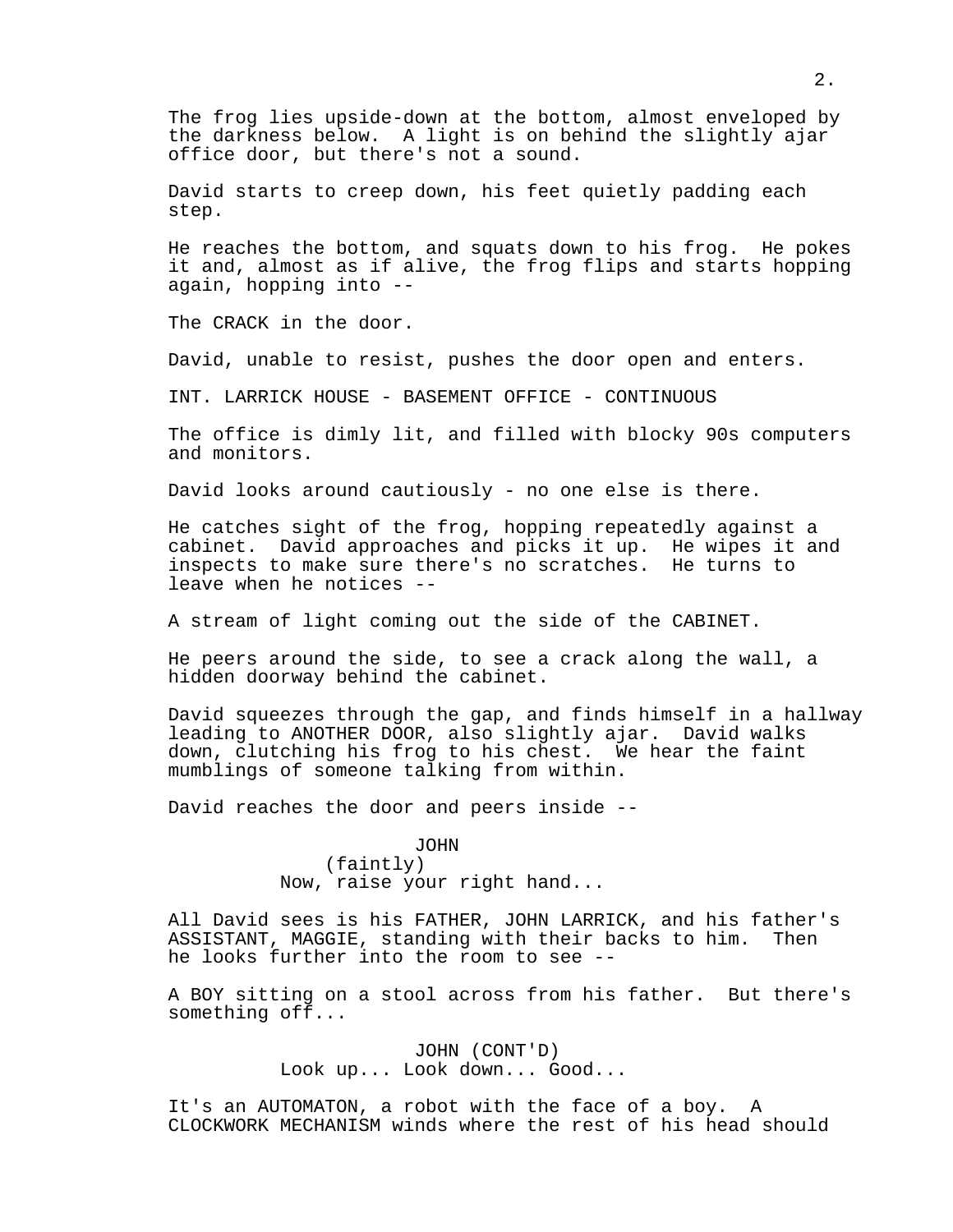The frog lies upside-down at the bottom, almost enveloped by the darkness below. A light is on behind the slightly ajar office door, but there's not a sound.

David starts to creep down, his feet quietly padding each step.

He reaches the bottom, and squats down to his frog. He pokes it and, almost as if alive, the frog flips and starts hopping again, hopping into --

The CRACK in the door.

David, unable to resist, pushes the door open and enters.

INT. LARRICK HOUSE - BASEMENT OFFICE - CONTINUOUS

The office is dimly lit, and filled with blocky 90s computers and monitors.

David looks around cautiously - no one else is there.

He catches sight of the frog, hopping repeatedly against a cabinet. David approaches and picks it up. He wipes it and inspects to make sure there's no scratches. He turns to leave when he notices --

A stream of light coming out the side of the CABINET.

He peers around the side, to see a crack along the wall, a hidden doorway behind the cabinet.

David squeezes through the gap, and finds himself in a hallway leading to ANOTHER DOOR, also slightly ajar. David walks down, clutching his frog to his chest. We hear the faint mumblings of someone talking from within.

David reaches the door and peers inside --

JOHN
(faintly)
Now, raise your right hand...

All David sees is his FATHER, JOHN LARRICK, and his father's ASSISTANT, MAGGIE, standing with their backs to him. Then he looks further into the room to see --

A BOY sitting on a stool across from his father. But there's something off...

JOHN (CONT'D)
Look up... Look down... Good...

It's an AUTOMATON, a robot with the face of a boy. A CLOCKWORK MECHANISM winds where the rest of his head should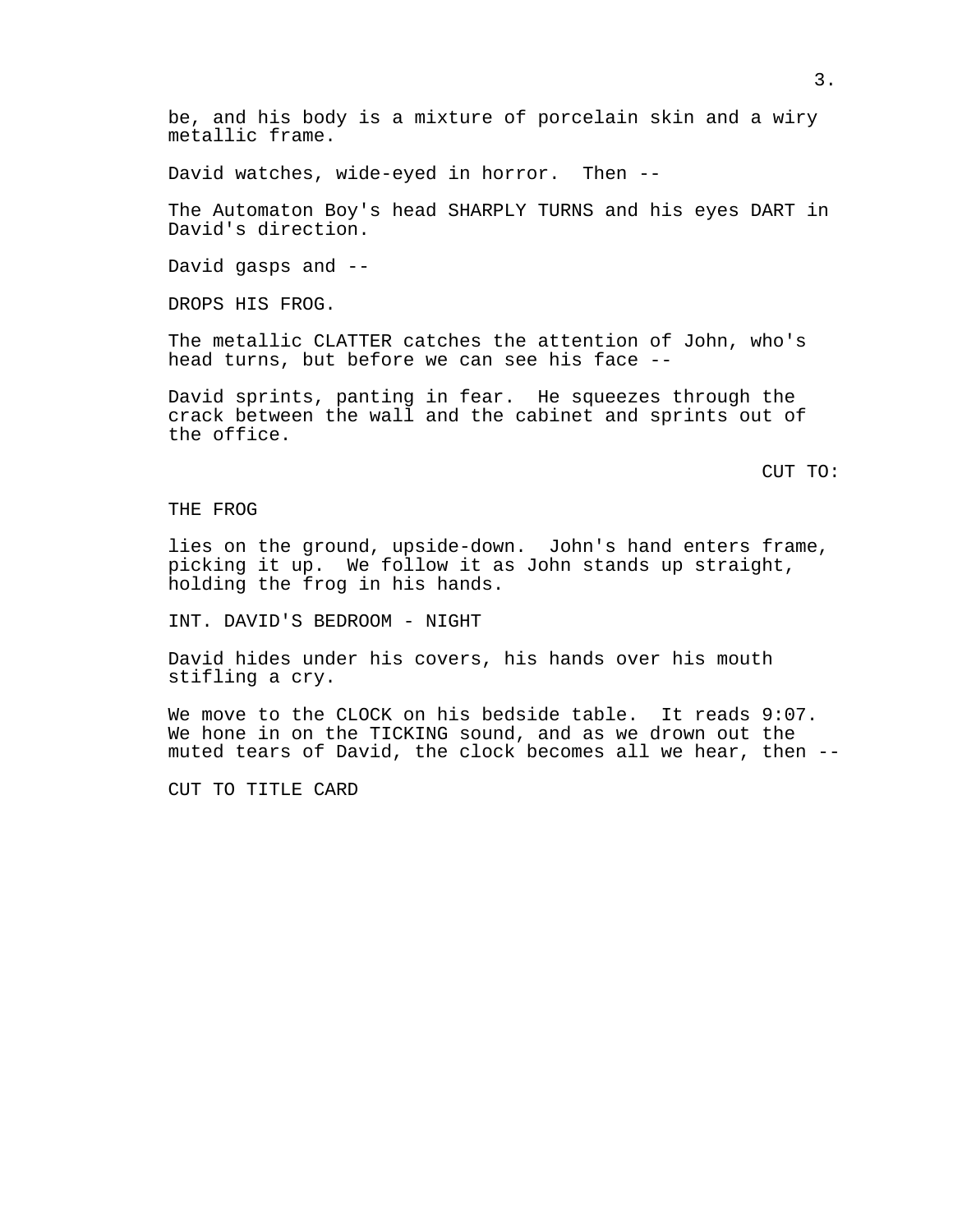be, and his body is a mixture of porcelain skin and a wiry metallic frame.

David watches, wide-eyed in horror. Then --

The Automaton Boy's head SHARPLY TURNS and his eyes DART in David's direction.

David gasps and --

DROPS HIS FROG.

The metallic CLATTER catches the attention of John, who's head turns, but before we can see his face --

David sprints, panting in fear. He squeezes through the crack between the wall and the cabinet and sprints out of the office.

CUT TO:

THE FROG

lies on the ground, upside-down. John's hand enters frame, picking it up. We follow it as John stands up straight, holding the frog in his hands.

INT. DAVID'S BEDROOM - NIGHT

David hides under his covers, his hands over his mouth stifling a cry.

We move to the CLOCK on his bedside table. It reads 9:07. We hone in on the TICKING sound, and as we drown out the muted tears of David, the clock becomes all we hear, then --

CUT TO TITLE CARD